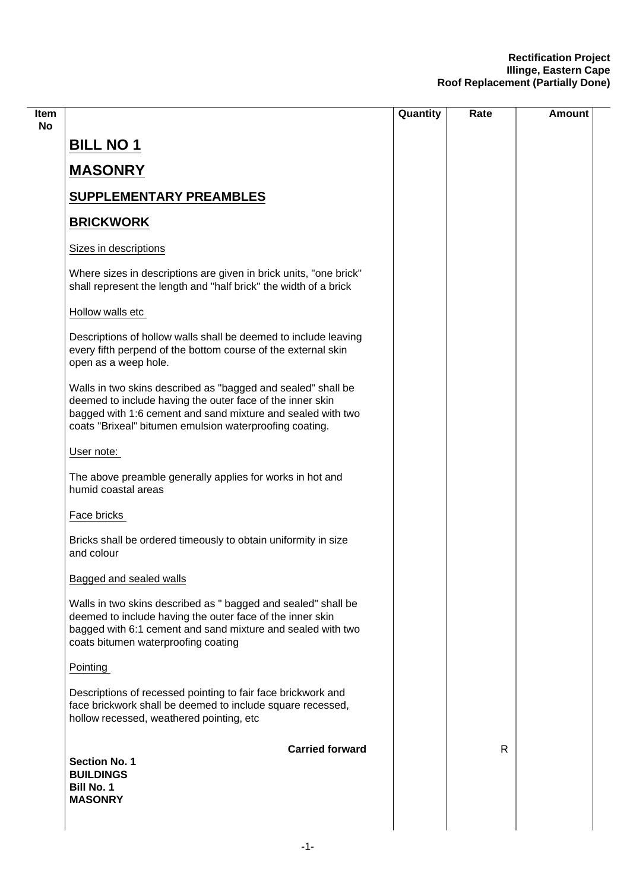**Rectification Project**
**Illinge, Eastern Cape**
**Roof Replacement (Partially Done)**

| Item No | | Quantity | Rate | Amount |
|---|---|---|---|---|

# BILL NO 1

# MASONRY

## SUPPLEMENTARY PREAMBLES

## BRICKWORK

Sizes in descriptions

Where sizes in descriptions are given in brick units, "one brick" shall represent the length and "half brick" the width of a brick

Hollow walls etc

Descriptions of hollow walls shall be deemed to include leaving every fifth perpend of the bottom course of the external skin open as a weep hole.

Walls in two skins described as "bagged and sealed" shall be deemed to include having the outer face of the inner skin bagged with 1:6 cement and sand mixture and sealed with two coats "Brixeal" bitumen emulsion waterproofing coating.

User note:

The above preamble generally applies for works in hot and humid coastal areas

Face bricks

Bricks shall be ordered timeously to obtain uniformity in size and colour

Bagged and sealed walls

Walls in two skins described as " bagged and sealed" shall be deemed to include having the outer face of the inner skin bagged with 6:1 cement and sand mixture and sealed with two coats bitumen waterproofing coating

Pointing

Descriptions of recessed pointing to fair face brickwork and face brickwork shall be deemed to include square recessed, hollow recessed, weathered pointing, etc

| | Quantity | Rate | Amount |
|---|---|---|---|
| **Carried forward** | | R | |

**Section No. 1**
**BUILDINGS**
**Bill No. 1**
**MASONRY**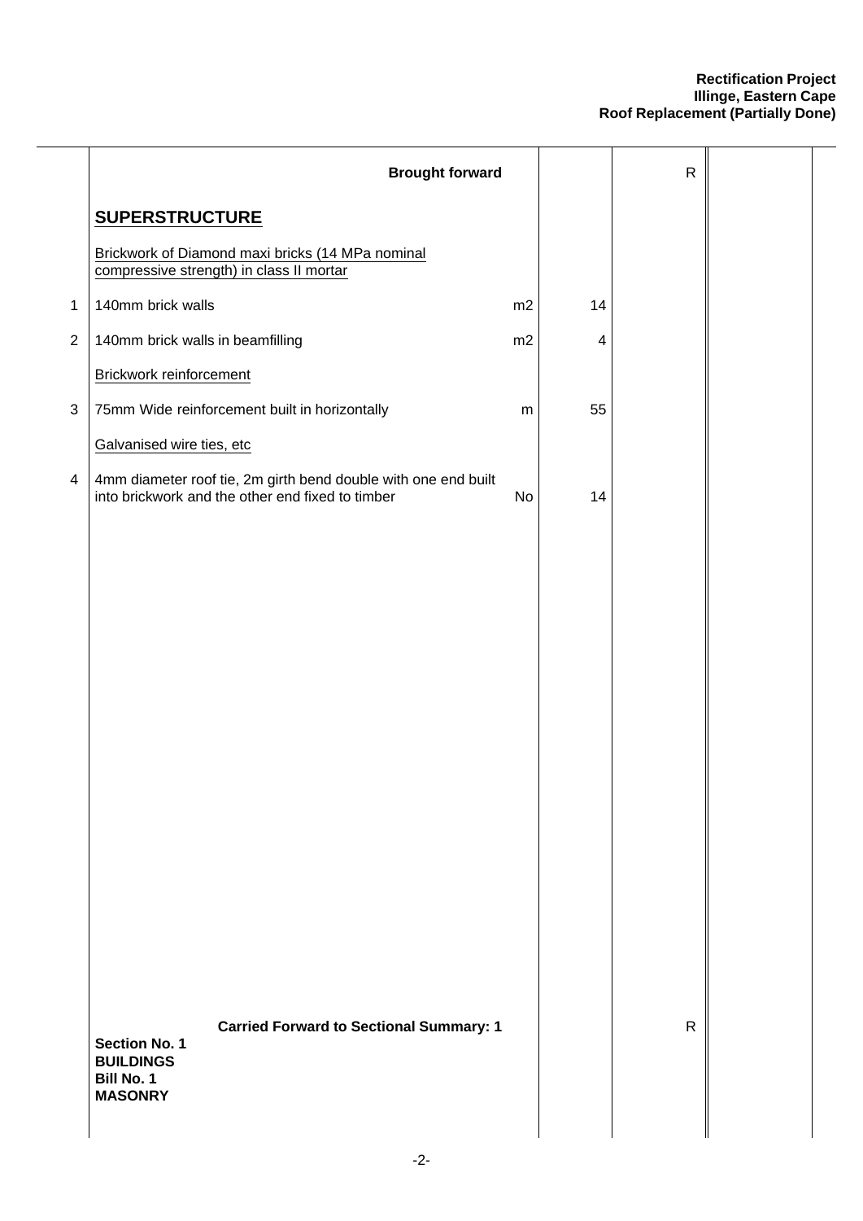**Rectification Project**
**Illinge, Eastern Cape**
**Roof Replacement (Partially Done)**

| Item | Description | Unit | Qty | Rate | Amount |
|---|---|---|---|---|---|
| | **Brought forward** | | | R | |
| | **SUPERSTRUCTURE** | | | | |
| | Brickwork of Diamond maxi bricks (14 MPa nominal compressive strength) in class II mortar | | | | |
| 1 | 140mm brick walls | m2 | 14 | | |
| 2 | 140mm brick walls in beamfilling | m2 | 4 | | |
| | Brickwork reinforcement | | | | |
| 3 | 75mm Wide reinforcement built in horizontally | m | 55 | | |
| | Galvanised wire ties, etc | | | | |
| 4 | 4mm diameter roof tie, 2m girth bend double with one end built into brickwork and the other end fixed to timber | No | 14 | | |
| | **Carried Forward to Sectional Summary: 1** | | | R | |

**Section No. 1**
**BUILDINGS**
**Bill No. 1**
**MASONRY**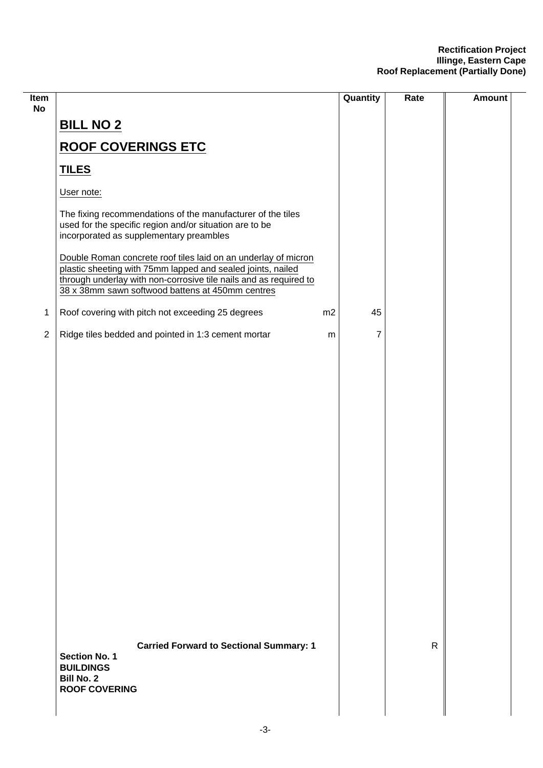**Rectification Project**
**Illinge, Eastern Cape**
**Roof Replacement (Partially Done)**

| Item No | Description | Unit | Quantity | Rate | Amount |
|---|---|---|---|---|---|
| | **BILL NO 2** | | | | |
| | **ROOF COVERINGS ETC** | | | | |
| | **TILES** | | | | |
| | User note: | | | | |
| | The fixing recommendations of the manufacturer of the tiles used for the specific region and/or situation are to be incorporated as supplementary preambles | | | | |
| | Double Roman concrete roof tiles laid on an underlay of micron plastic sheeting with 75mm lapped and sealed joints, nailed through underlay with non-corrosive tile nails and as required to 38 x 38mm sawn softwood battens at 450mm centres | | | | |
| 1 | Roof covering with pitch not exceeding 25 degrees | m2 | 45 | | |
| 2 | Ridge tiles bedded and pointed in 1:3 cement mortar | m | 7 | | |
| | **Carried Forward to Sectional Summary: 1** | | | R | |
| | **Section No. 1**<br>**BUILDINGS**<br>**Bill No. 2**<br>**ROOF COVERING** | | | | |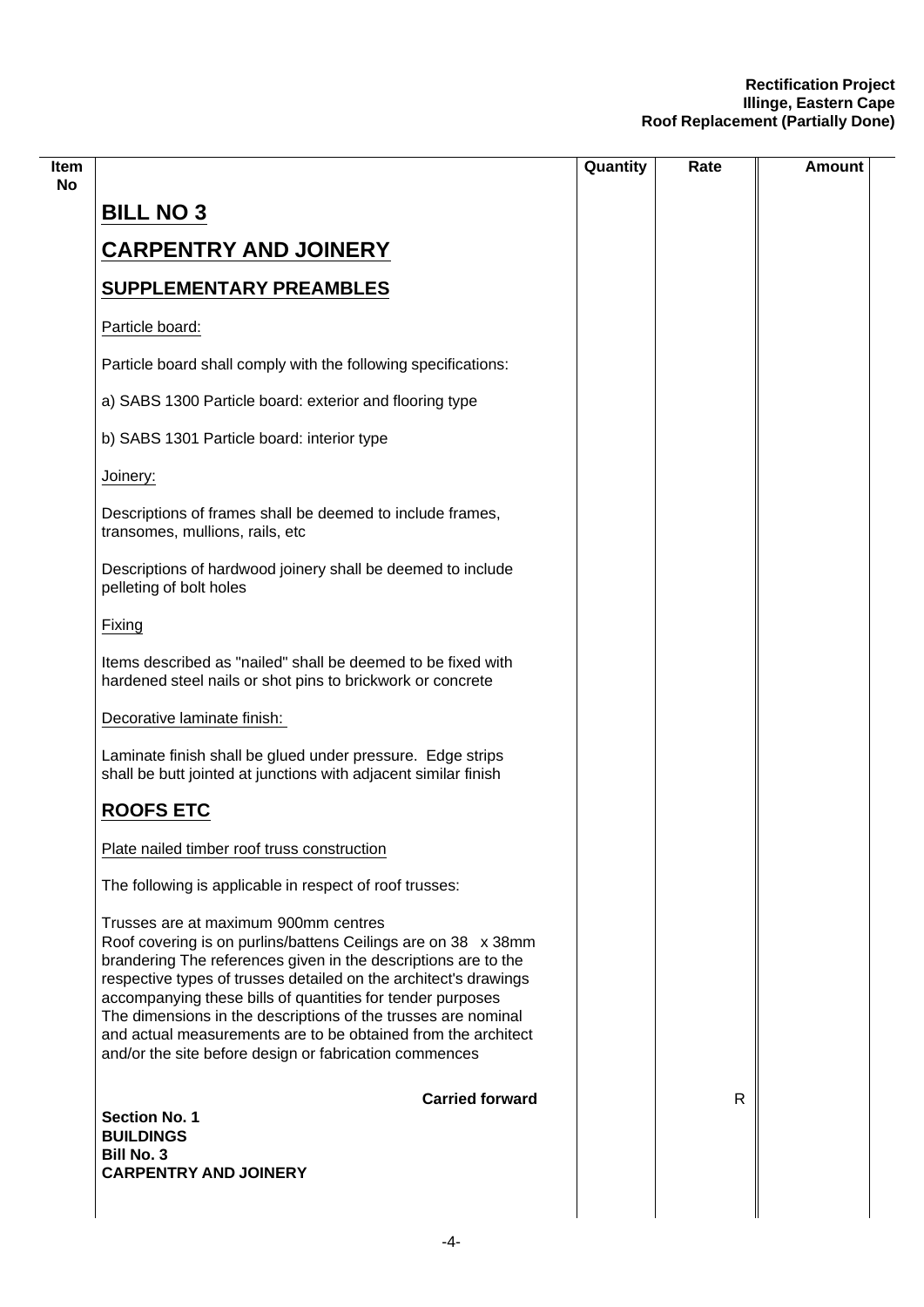| Item No | | Quantity | Rate | Amount |
|---|---|---|---|---|
| | **BILL NO 3** | | | |
| | **CARPENTRY AND JOINERY** | | | |
| | **SUPPLEMENTARY PREAMBLES** | | | |
| | Particle board: | | | |
| | Particle board shall comply with the following specifications: | | | |
| | a) SABS 1300 Particle board: exterior and flooring type | | | |
| | b) SABS 1301 Particle board: interior type | | | |
| | Joinery: | | | |
| | Descriptions of frames shall be deemed to include frames, transomes, mullions, rails, etc | | | |
| | Descriptions of hardwood joinery shall be deemed to include pelleting of bolt holes | | | |
| | Fixing | | | |
| | Items described as "nailed" shall be deemed to be fixed with hardened steel nails or shot pins to brickwork or concrete | | | |
| | Decorative laminate finish: | | | |
| | Laminate finish shall be glued under pressure. Edge strips shall be butt jointed at junctions with adjacent similar finish | | | |
| | **ROOFS ETC** | | | |
| | Plate nailed timber roof truss construction | | | |
| | The following is applicable in respect of roof trusses: | | | |
| | Trusses are at maximum 900mm centres Roof covering is on purlins/battens Ceilings are on 38 x 38mm brandering The references given in the descriptions are to the respective types of trusses detailed on the architect's drawings accompanying these bills of quantities for tender purposes The dimensions in the descriptions of the trusses are nominal and actual measurements are to be obtained from the architect and/or the site before design or fabrication commences | | | |
| | **Carried forward** | | R | |

**Section No. 1**
**BUILDINGS**
**Bill No. 3**
**CARPENTRY AND JOINERY**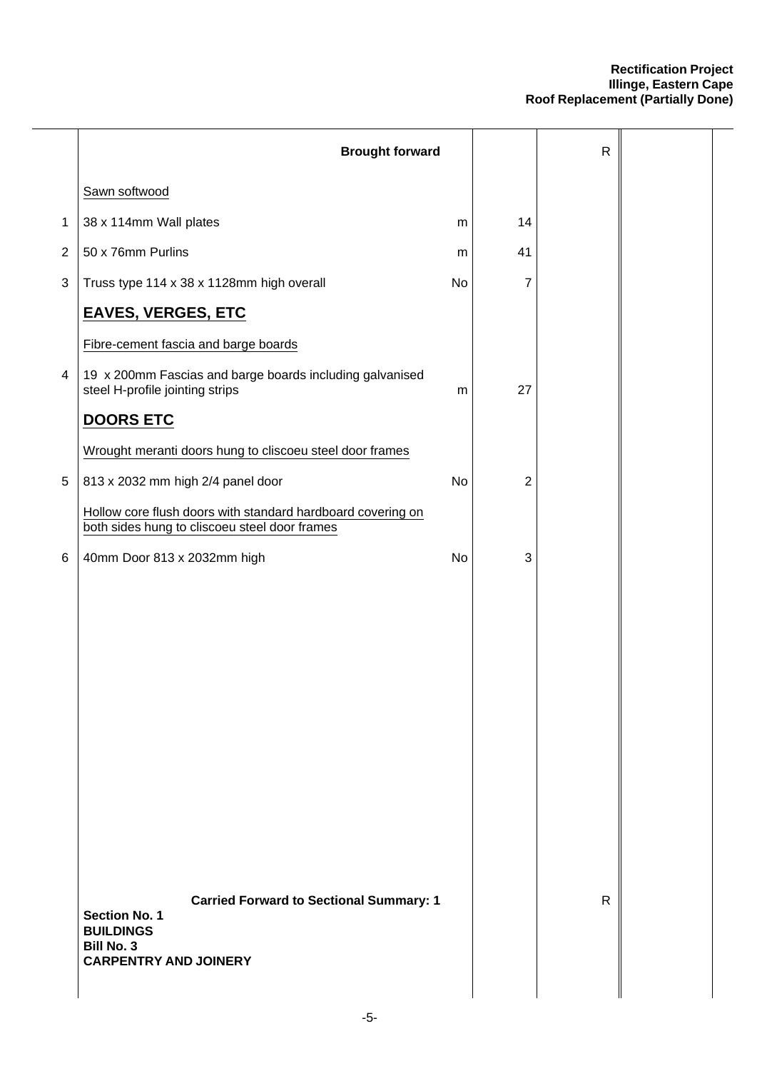| | | | | | |
|---|---|---|---|---|---|
| | **Brought forward** | | | R | |
| | Sawn softwood | | | | |
| 1 | 38 x 114mm Wall plates | m | 14 | | |
| 2 | 50 x 76mm Purlins | m | 41 | | |
| 3 | Truss type 114 x 38 x 1128mm high overall | No | 7 | | |
| | **EAVES, VERGES, ETC** | | | | |
| | Fibre-cement fascia and barge boards | | | | |
| 4 | 19 x 200mm Fascias and barge boards including galvanised steel H-profile jointing strips | m | 27 | | |
| | **DOORS ETC** | | | | |
| | Wrought meranti doors hung to cliscoeu steel door frames | | | | |
| 5 | 813 x 2032 mm high 2/4 panel door | No | 2 | | |
| | Hollow core flush doors with standard hardboard covering on both sides hung to cliscoeu steel door frames | | | | |
| 6 | 40mm Door 813 x 2032mm high | No | 3 | | |
| | **Carried Forward to Sectional Summary: 1** | | | R | |

**Section No. 1**
**BUILDINGS**
**Bill No. 3**
**CARPENTRY AND JOINERY**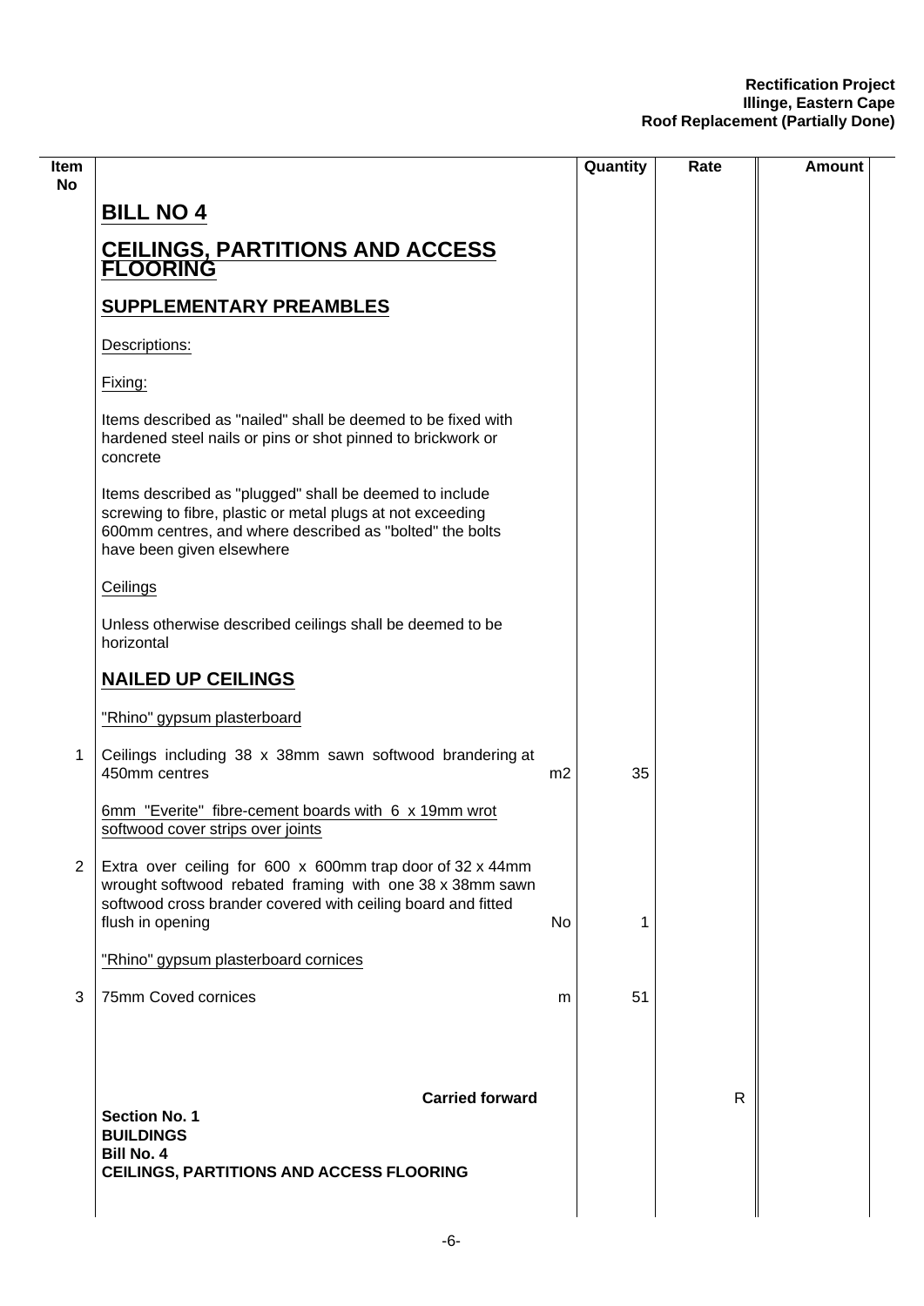| Item No | | | Quantity | Rate | Amount |
|---|---|---|---|---|---|
| | **BILL NO 4** | | | | |
| | **CEILINGS, PARTITIONS AND ACCESS FLOORING** | | | | |
| | **SUPPLEMENTARY PREAMBLES** | | | | |
| | Descriptions: | | | | |
| | Fixing: | | | | |
| | Items described as "nailed" shall be deemed to be fixed with hardened steel nails or pins or shot pinned to brickwork or concrete | | | | |
| | Items described as "plugged" shall be deemed to include screwing to fibre, plastic or metal plugs at not exceeding 600mm centres, and where described as "bolted" the bolts have been given elsewhere | | | | |
| | Ceilings | | | | |
| | Unless otherwise described ceilings shall be deemed to be horizontal | | | | |
| | **NAILED UP CEILINGS** | | | | |
| | "Rhino" gypsum plasterboard | | | | |
| 1 | Ceilings including 38 x 38mm sawn softwood brandering at 450mm centres | m2 | 35 | | |
| | 6mm "Everite" fibre-cement boards with 6 x 19mm wrot softwood cover strips over joints | | | | |
| 2 | Extra over ceiling for 600 x 600mm trap door of 32 x 44mm wrought softwood rebated framing with one 38 x 38mm sawn softwood cross brander covered with ceiling board and fitted flush in opening | No | 1 | | |
| | "Rhino" gypsum plasterboard cornices | | | | |
| 3 | 75mm Coved cornices | m | 51 | | |
| | **Carried forward** | | | R | |
| | **Section No. 1**<br>**BUILDINGS**<br>**Bill No. 4**<br>**CEILINGS, PARTITIONS AND ACCESS FLOORING** | | | | |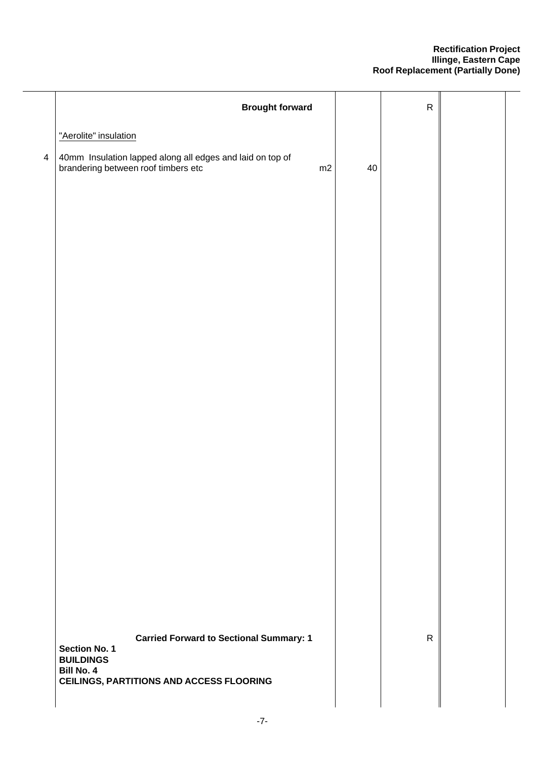| Item | Description | Unit | Qty | Rate | Amount |
| --- | --- | --- | --- | --- | --- |
| | **Brought forward** | | | R | |
| | "Aerolite" insulation | | | | |
| 4 | 40mm Insulation lapped along all edges and laid on top of brandering between roof timbers etc | m2 | 40 | | |
| | **Carried Forward to Sectional Summary: 1** | | | R | |

**Section No. 1**
**BUILDINGS**
**Bill No. 4**
**CEILINGS, PARTITIONS AND ACCESS FLOORING**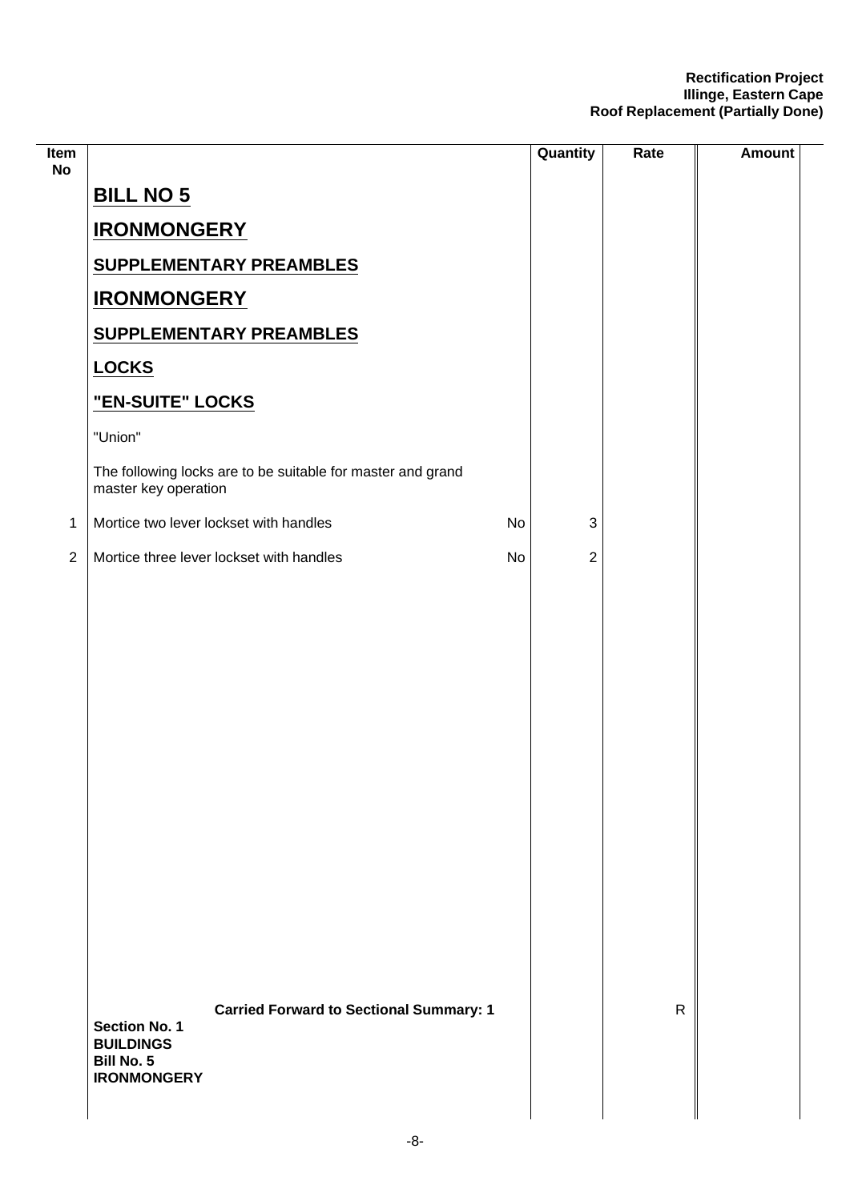| Item No | | | Quantity | Rate | Amount |
|---|---|---|---|---|---|
| | **BILL NO 5** | | | | |
| | **IRONMONGERY** | | | | |
| | **SUPPLEMENTARY PREAMBLES** | | | | |
| | **IRONMONGERY** | | | | |
| | **SUPPLEMENTARY PREAMBLES** | | | | |
| | **LOCKS** | | | | |
| | **"EN-SUITE" LOCKS** | | | | |
| | "Union" | | | | |
| | The following locks are to be suitable for master and grand master key operation | | | | |
| 1 | Mortice two lever lockset with handles | No | 3 | | |
| 2 | Mortice three lever lockset with handles | No | 2 | | |
| | **Carried Forward to Sectional Summary: 1** | | | R | |
| | **Section No. 1**<br>**BUILDINGS**<br>**Bill No. 5**<br>**IRONMONGERY** | | | | |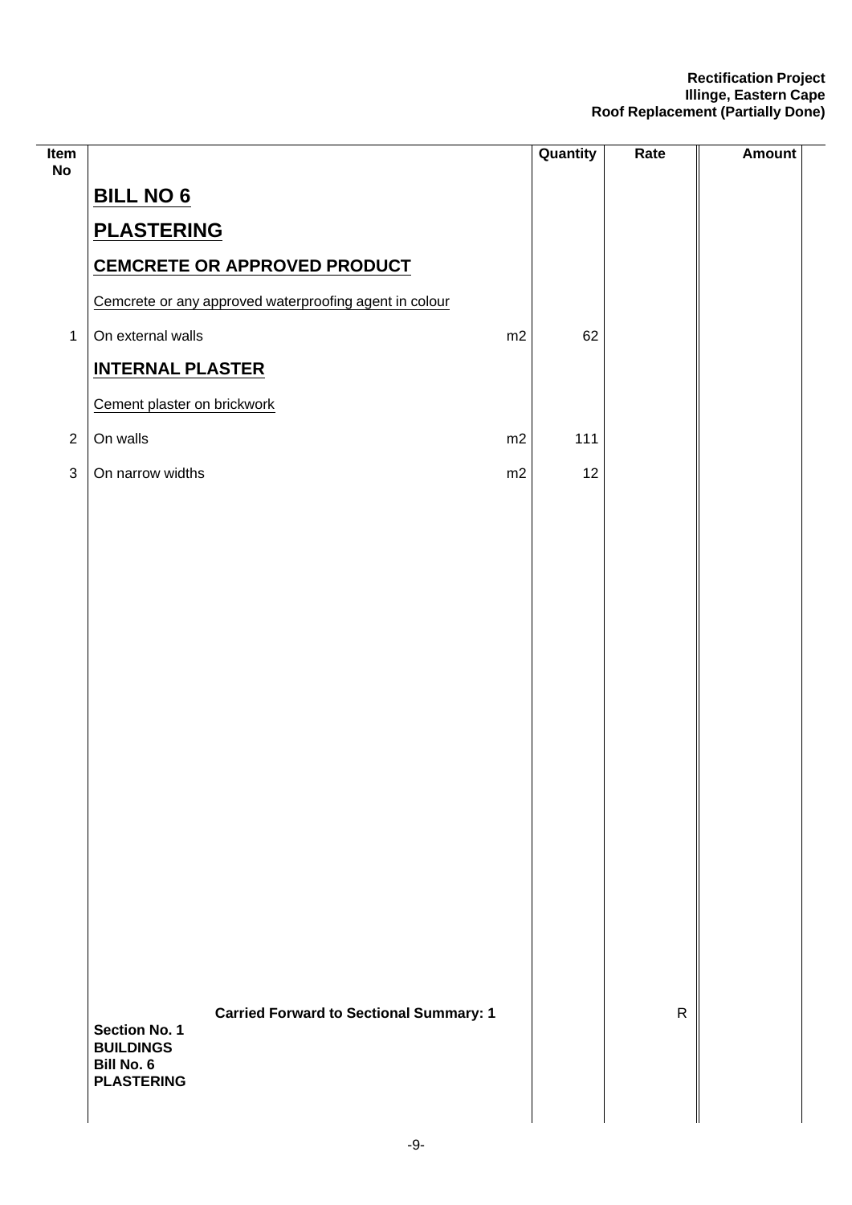Rectification Project
Illinge, Eastern Cape
Roof Replacement (Partially Done)

| Item No | | Unit | Quantity | Rate | Amount |
|---|---|---|---|---|---|
| | **BILL NO 6** | | | | |
| | **PLASTERING** | | | | |
| | **CEMCRETE OR APPROVED PRODUCT** | | | | |
| | Cemcrete or any approved waterproofing agent in colour | | | | |
| 1 | On external walls | m2 | 62 | | |
| | **INTERNAL PLASTER** | | | | |
| | Cement plaster on brickwork | | | | |
| 2 | On walls | m2 | 111 | | |
| 3 | On narrow widths | m2 | 12 | | |
| | **Carried Forward to Sectional Summary: 1** | | | R | |

**Section No. 1**
**BUILDINGS**
**Bill No. 6**
**PLASTERING**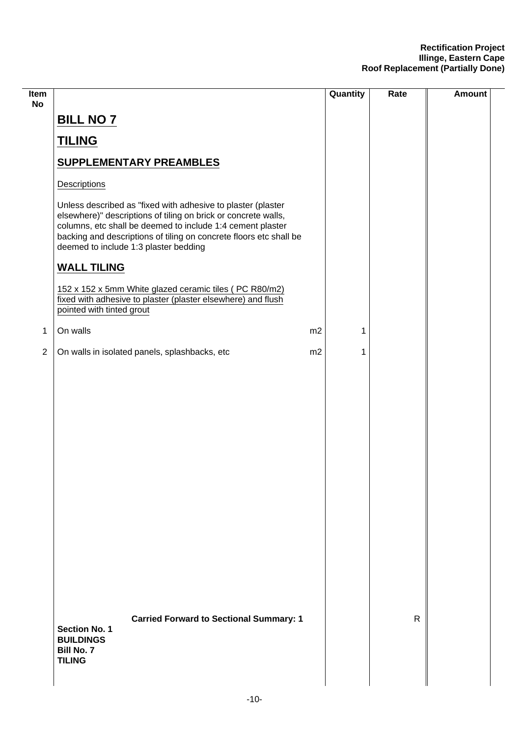| Item No | | | Quantity | Rate | Amount |
|---|---|---|---|---|---|
| | **BILL NO 7** | | | | |
| | **TILING** | | | | |
| | **SUPPLEMENTARY PREAMBLES** | | | | |
| | Descriptions | | | | |
| | Unless described as "fixed with adhesive to plaster (plaster elsewhere)" descriptions of tiling on brick or concrete walls, columns, etc shall be deemed to include 1:4 cement plaster backing and descriptions of tiling on concrete floors etc shall be deemed to include 1:3 plaster bedding | | | | |
| | **WALL TILING** | | | | |
| | 152 x 152 x 5mm White glazed ceramic tiles ( PC R80/m2) fixed with adhesive to plaster (plaster elsewhere) and flush pointed with tinted grout | | | | |
| 1 | On walls | m2 | 1 | | |
| 2 | On walls in isolated panels, splashbacks, etc | m2 | 1 | | |
| | **Carried Forward to Sectional Summary: 1** | | | R | |
| | **Section No. 1**<br>**BUILDINGS**<br>**Bill No. 7**<br>**TILING** | | | | |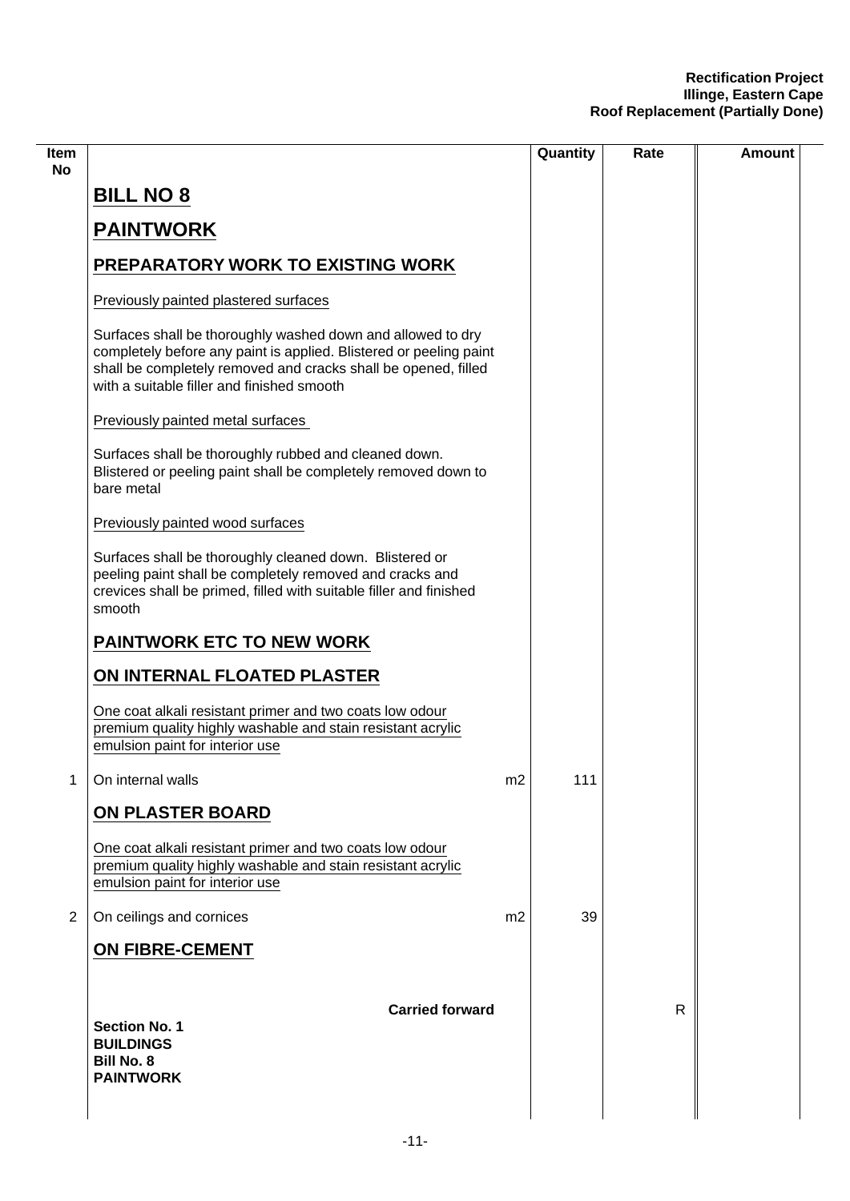| Item No | | | Quantity | Rate | Amount |
|---|---|---|---|---|---|
| | **BILL NO 8** | | | | |
| | **PAINTWORK** | | | | |
| | **PREPARATORY WORK TO EXISTING WORK** | | | | |
| | Previously painted plastered surfaces | | | | |
| | Surfaces shall be thoroughly washed down and allowed to dry completely before any paint is applied. Blistered or peeling paint shall be completely removed and cracks shall be opened, filled with a suitable filler and finished smooth | | | | |
| | Previously painted metal surfaces | | | | |
| | Surfaces shall be thoroughly rubbed and cleaned down. Blistered or peeling paint shall be completely removed down to bare metal | | | | |
| | Previously painted wood surfaces | | | | |
| | Surfaces shall be thoroughly cleaned down. Blistered or peeling paint shall be completely removed and cracks and crevices shall be primed, filled with suitable filler and finished smooth | | | | |
| | **PAINTWORK ETC TO NEW WORK** | | | | |
| | **ON INTERNAL FLOATED PLASTER** | | | | |
| | One coat alkali resistant primer and two coats low odour premium quality highly washable and stain resistant acrylic emulsion paint for interior use | | | | |
| 1 | On internal walls | m2 | 111 | | |
| | **ON PLASTER BOARD** | | | | |
| | One coat alkali resistant primer and two coats low odour premium quality highly washable and stain resistant acrylic emulsion paint for interior use | | | | |
| 2 | On ceilings and cornices | m2 | 39 | | |
| | **ON FIBRE-CEMENT** | | | | |
| | **Carried forward** | | | R | |
| | **Section No. 1**<br>**BUILDINGS**<br>**Bill No. 8**<br>**PAINTWORK** | | | | |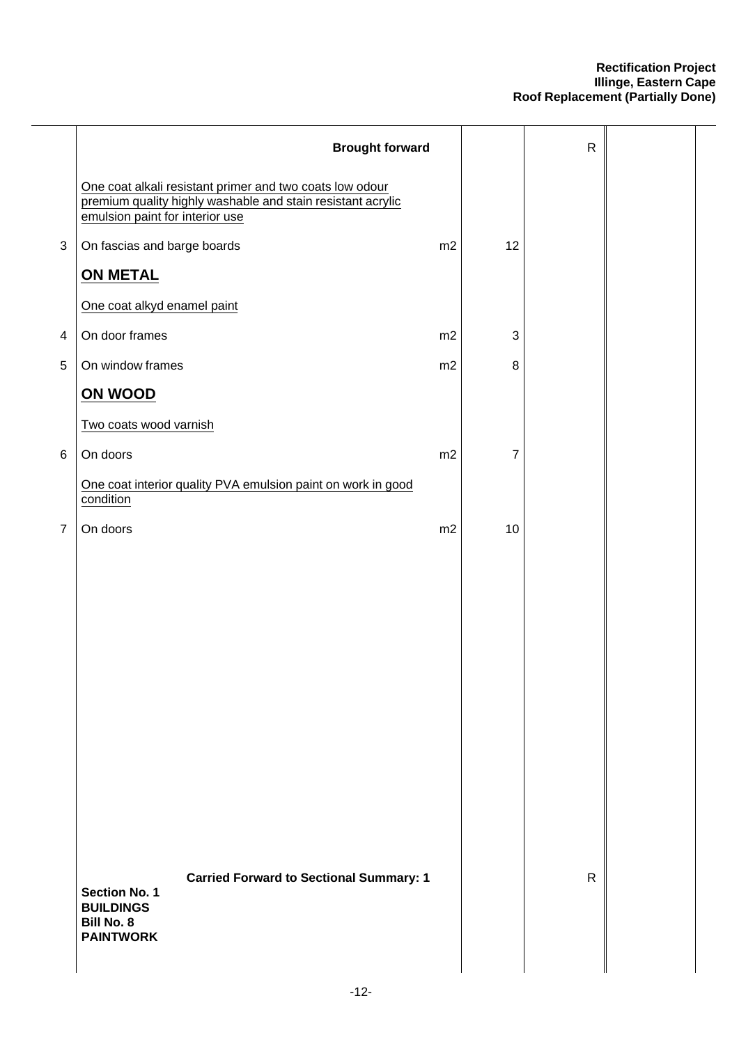| | Description | Unit | Qty | Rate | Amount |
|---|---|---|---|---|---|
| | **Brought forward** | | | R | |
| | One coat alkali resistant primer and two coats low odour premium quality highly washable and stain resistant acrylic emulsion paint for interior use | | | | |
| 3 | On fascias and barge boards | m2 | 12 | | |
| | **ON METAL** | | | | |
| | One coat alkyd enamel paint | | | | |
| 4 | On door frames | m2 | 3 | | |
| 5 | On window frames | m2 | 8 | | |
| | **ON WOOD** | | | | |
| | Two coats wood varnish | | | | |
| 6 | On doors | m2 | 7 | | |
| | One coat interior quality PVA emulsion paint on work in good condition | | | | |
| 7 | On doors | m2 | 10 | | |
| | **Carried Forward to Sectional Summary: 1** | | | R | |

**Section No. 1**
**BUILDINGS**
**Bill No. 8**
**PAINTWORK**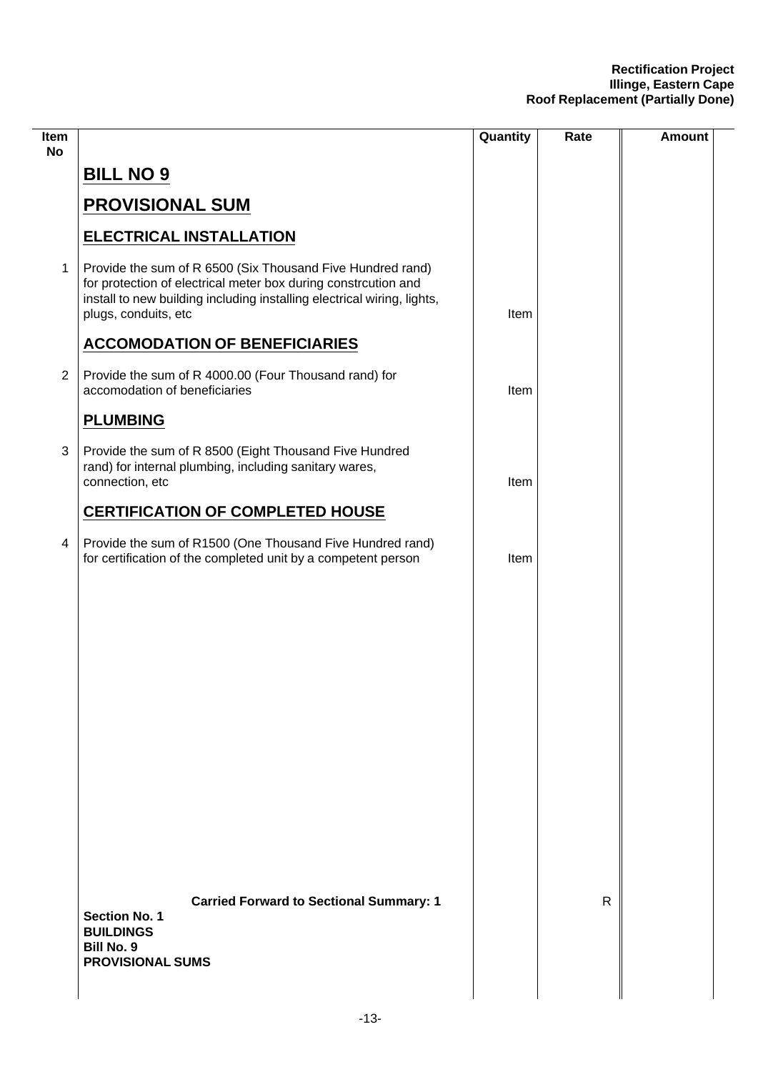**Rectification Project**
**Illinge, Eastern Cape**
**Roof Replacement (Partially Done)**

| Item No | | Quantity | Rate | Amount |
|---|---|---|---|---|
| | **BILL NO 9** | | | |
| | **PROVISIONAL SUM** | | | |
| | **ELECTRICAL INSTALLATION** | | | |
| 1 | Provide the sum of R 6500 (Six Thousand Five Hundred rand) for protection of electrical meter box during constrcution and install to new building including installing electrical wiring, lights, plugs, conduits, etc | Item | | |
| | **ACCOMODATION OF BENEFICIARIES** | | | |
| 2 | Provide the sum of R 4000.00 (Four Thousand rand) for accomodation of beneficiaries | Item | | |
| | **PLUMBING** | | | |
| 3 | Provide the sum of R 8500 (Eight Thousand Five Hundred rand) for internal plumbing, including sanitary wares, connection, etc | Item | | |
| | **CERTIFICATION OF COMPLETED HOUSE** | | | |
| 4 | Provide the sum of R1500 (One Thousand Five Hundred rand) for certification of the completed unit by a competent person | Item | | |
| | **Carried Forward to Sectional Summary: 1** | | R | |
| | **Section No. 1**<br>**BUILDINGS**<br>**Bill No. 9**<br>**PROVISIONAL SUMS** | | | |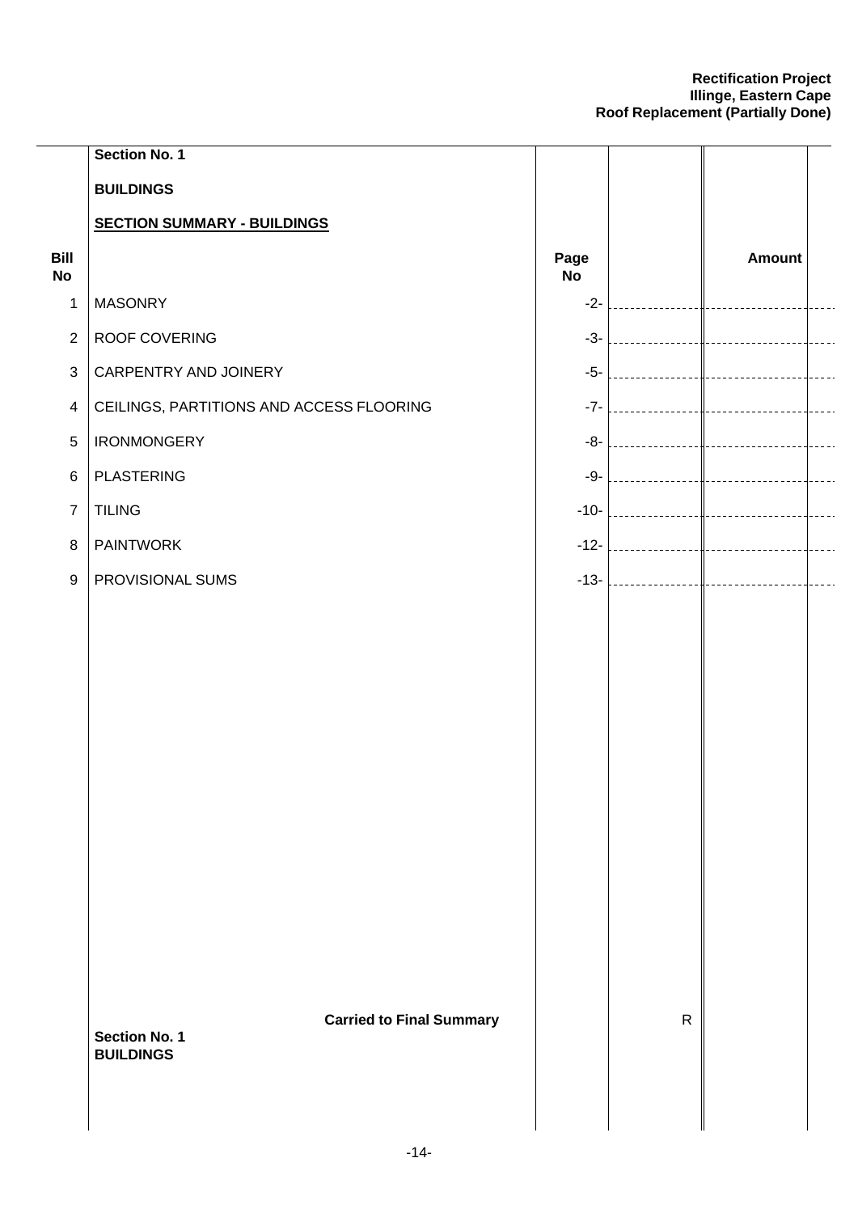**Section No. 1**

**BUILDINGS**

**SECTION SUMMARY - BUILDINGS**

| Bill No | | Page No | | Amount |
|---|---|---|---|---|
| 1 | MASONRY | -2- | | |
| 2 | ROOF COVERING | -3- | | |
| 3 | CARPENTRY AND JOINERY | -5- | | |
| 4 | CEILINGS, PARTITIONS AND ACCESS FLOORING | -7- | | |
| 5 | IRONMONGERY | -8- | | |
| 6 | PLASTERING | -9- | | |
| 7 | TILING | -10- | | |
| 8 | PAINTWORK | -12- | | |
| 9 | PROVISIONAL SUMS | -13- | | |
| | **Carried to Final Summary** | | R | |

**Section No. 1**
**BUILDINGS**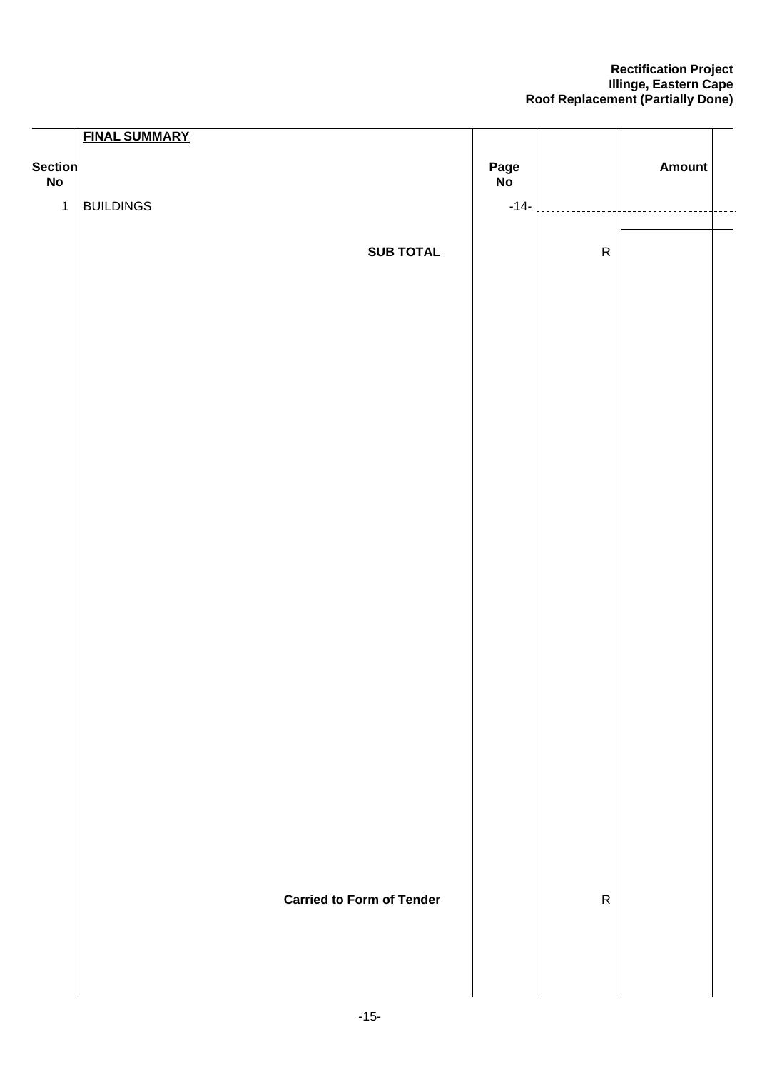**Rectification Project**
**Illinge, Eastern Cape**
**Roof Replacement (Partially Done)**

| Section No | FINAL SUMMARY | Page No | | Amount |
|---|---|---|---|---|
| 1 | BUILDINGS | -14- | | |
| | **SUB TOTAL** | | R | |
| | **Carried to Form of Tender** | | R | |